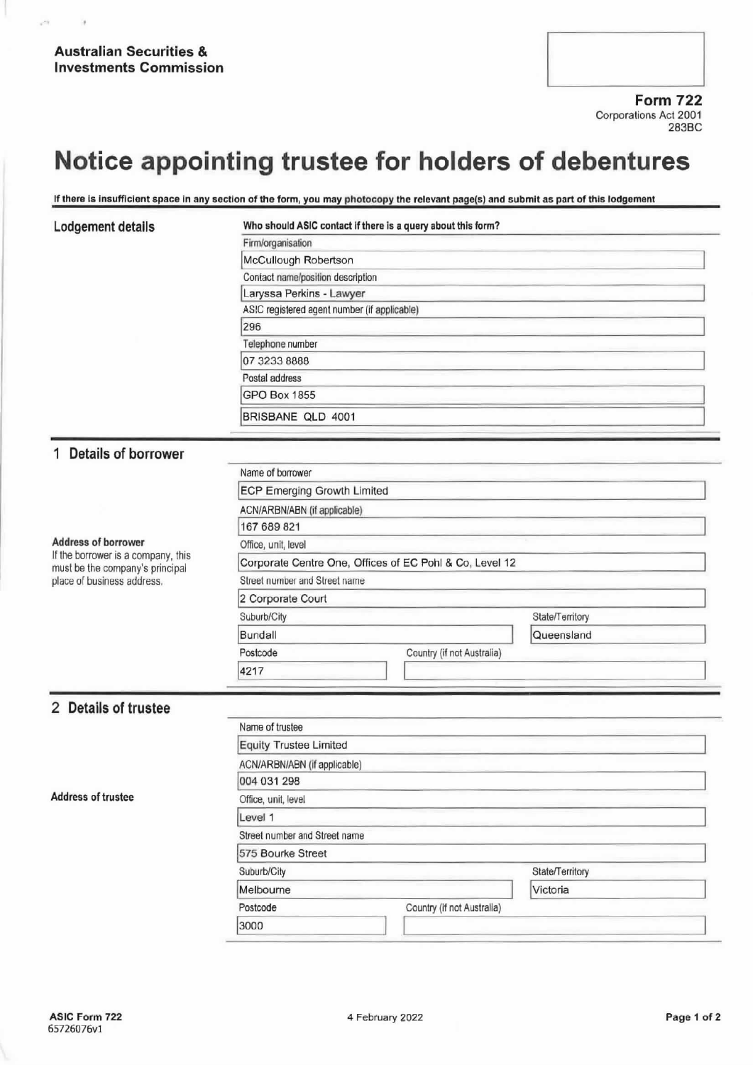**Australian Securities & Investments Commission**

**Form 722**
Corporations Act 2001
283BC

# Notice appointing trustee for holders of debentures

**If there is insufficient space in any section of the form, you may photocopy the relevant page(s) and submit as part of this lodgement**

## Lodgement details

**Who should ASIC contact if there is a query about this form?**

Firm/organisation
McCullough Robertson

Contact name/position description
Laryssa Perkins - Lawyer

ASIC registered agent number (if applicable)
296

Telephone number
07 3233 8888

Postal address
GPO Box 1855
BRISBANE QLD 4001

## 1 Details of borrower

Name of borrower
ECP Emerging Growth Limited

ACN/ARBN/ABN (if applicable)
167 689 821

**Address of borrower**
If the borrower is a company, this must be the company's principal place of business address.

Office, unit, level
Corporate Centre One, Offices of EC Pohl & Co, Level 12

Street number and Street name
2 Corporate Court

Suburb/City
Bundall

State/Territory
Queensland

Postcode
4217

Country (if not Australia)

## 2 Details of trustee

Name of trustee
Equity Trustee Limited

ACN/ARBN/ABN (if applicable)
004 031 298

**Address of trustee**

Office, unit, level
Level 1

Street number and Street name
575 Bourke Street

Suburb/City
Melbourne

State/Territory
Victoria

Postcode
3000

Country (if not Australia)

ASIC Form 722
65726076v1

4 February 2022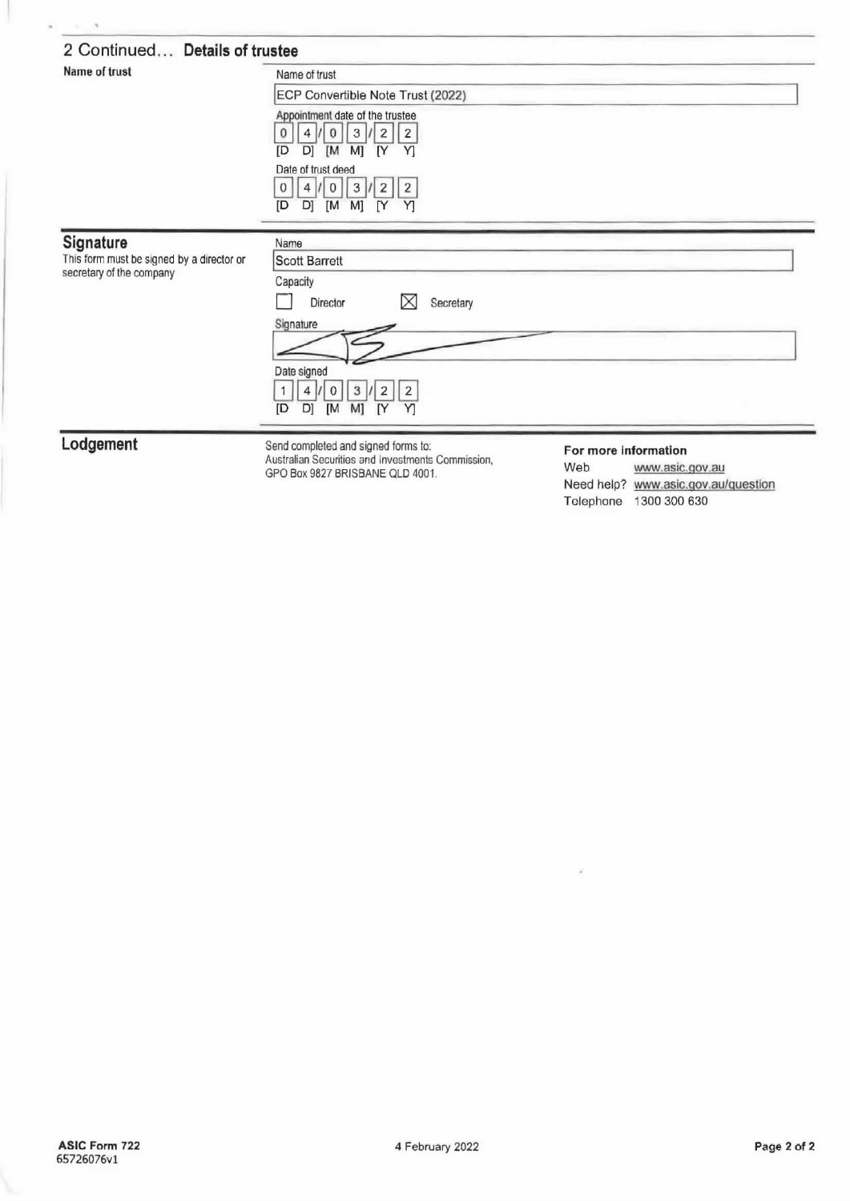## 2 Continued... Details of trustee

**Name of trust**

Name of trust

ECP Convertible Note Trust (2022)

Appointment date of the trustee

04/03/22
[D D] [M M] [Y Y]

Date of trust deed

04/03/22
[D D] [M M] [Y Y]

## Signature

This form must be signed by a director or secretary of the company

Name

Scott Barrett

Capacity

☐ Director ☒ Secretary

Signature

Date signed

14/03/22
[D D] [M M] [Y Y]

## Lodgement

Send completed and signed forms to:
Australian Securities and Investments Commission,
GPO Box 9827 BRISBANE QLD 4001.

**For more information**

Web www.asic.gov.au
Need help? www.asic.gov.au/question
Telephone 1300 300 630

**ASIC Form 722**
65726076v1

4 February 2022